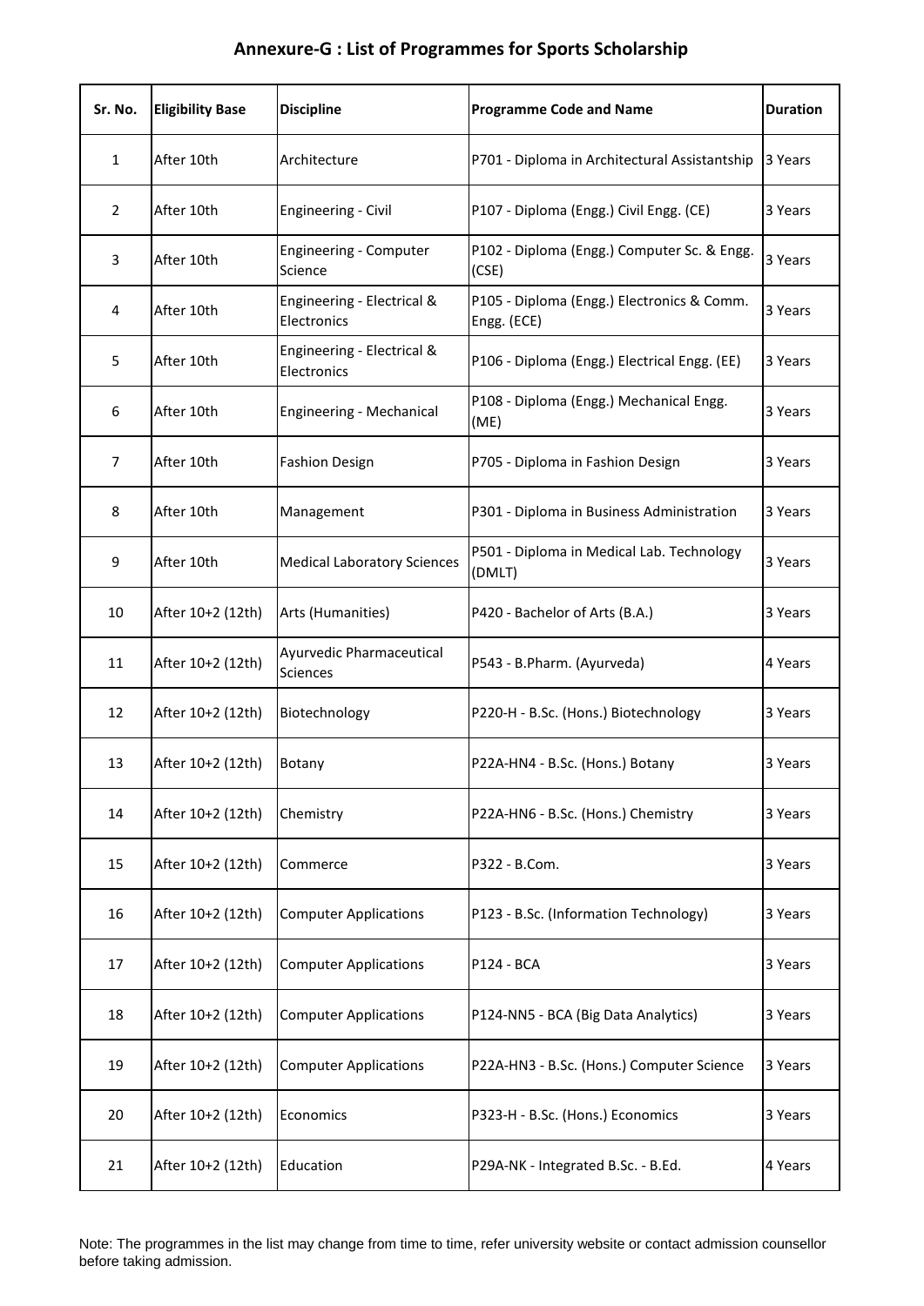## Annexure-G : List of Programmes for Sports Scholarship

| Sr. No. | Eligibility Base | Discipline | Programme Code and Name | Duration |
|---|---|---|---|---|
| 1 | After 10th | Architecture | P701 - Diploma in Architectural Assistantship | 3 Years |
| 2 | After 10th | Engineering - Civil | P107 - Diploma (Engg.) Civil Engg. (CE) | 3 Years |
| 3 | After 10th | Engineering - Computer Science | P102 - Diploma (Engg.) Computer Sc. & Engg. (CSE) | 3 Years |
| 4 | After 10th | Engineering - Electrical & Electronics | P105 - Diploma (Engg.) Electronics & Comm. Engg. (ECE) | 3 Years |
| 5 | After 10th | Engineering - Electrical & Electronics | P106 - Diploma (Engg.) Electrical Engg. (EE) | 3 Years |
| 6 | After 10th | Engineering - Mechanical | P108 - Diploma (Engg.) Mechanical Engg. (ME) | 3 Years |
| 7 | After 10th | Fashion Design | P705 - Diploma in Fashion Design | 3 Years |
| 8 | After 10th | Management | P301 - Diploma in Business Administration | 3 Years |
| 9 | After 10th | Medical Laboratory Sciences | P501 - Diploma in Medical Lab. Technology (DMLT) | 3 Years |
| 10 | After 10+2 (12th) | Arts (Humanities) | P420 - Bachelor of Arts (B.A.) | 3 Years |
| 11 | After 10+2 (12th) | Ayurvedic Pharmaceutical Sciences | P543 - B.Pharm. (Ayurveda) | 4 Years |
| 12 | After 10+2 (12th) | Biotechnology | P220-H - B.Sc. (Hons.) Biotechnology | 3 Years |
| 13 | After 10+2 (12th) | Botany | P22A-HN4 - B.Sc. (Hons.) Botany | 3 Years |
| 14 | After 10+2 (12th) | Chemistry | P22A-HN6 - B.Sc. (Hons.) Chemistry | 3 Years |
| 15 | After 10+2 (12th) | Commerce | P322 - B.Com. | 3 Years |
| 16 | After 10+2 (12th) | Computer Applications | P123 - B.Sc. (Information Technology) | 3 Years |
| 17 | After 10+2 (12th) | Computer Applications | P124 - BCA | 3 Years |
| 18 | After 10+2 (12th) | Computer Applications | P124-NN5 - BCA (Big Data Analytics) | 3 Years |
| 19 | After 10+2 (12th) | Computer Applications | P22A-HN3 - B.Sc. (Hons.) Computer Science | 3 Years |
| 20 | After 10+2 (12th) | Economics | P323-H - B.Sc. (Hons.) Economics | 3 Years |
| 21 | After 10+2 (12th) | Education | P29A-NK - Integrated B.Sc. - B.Ed. | 4 Years |

Note: The programmes in the list may change from time to time, refer university website or contact admission counsellor before taking admission.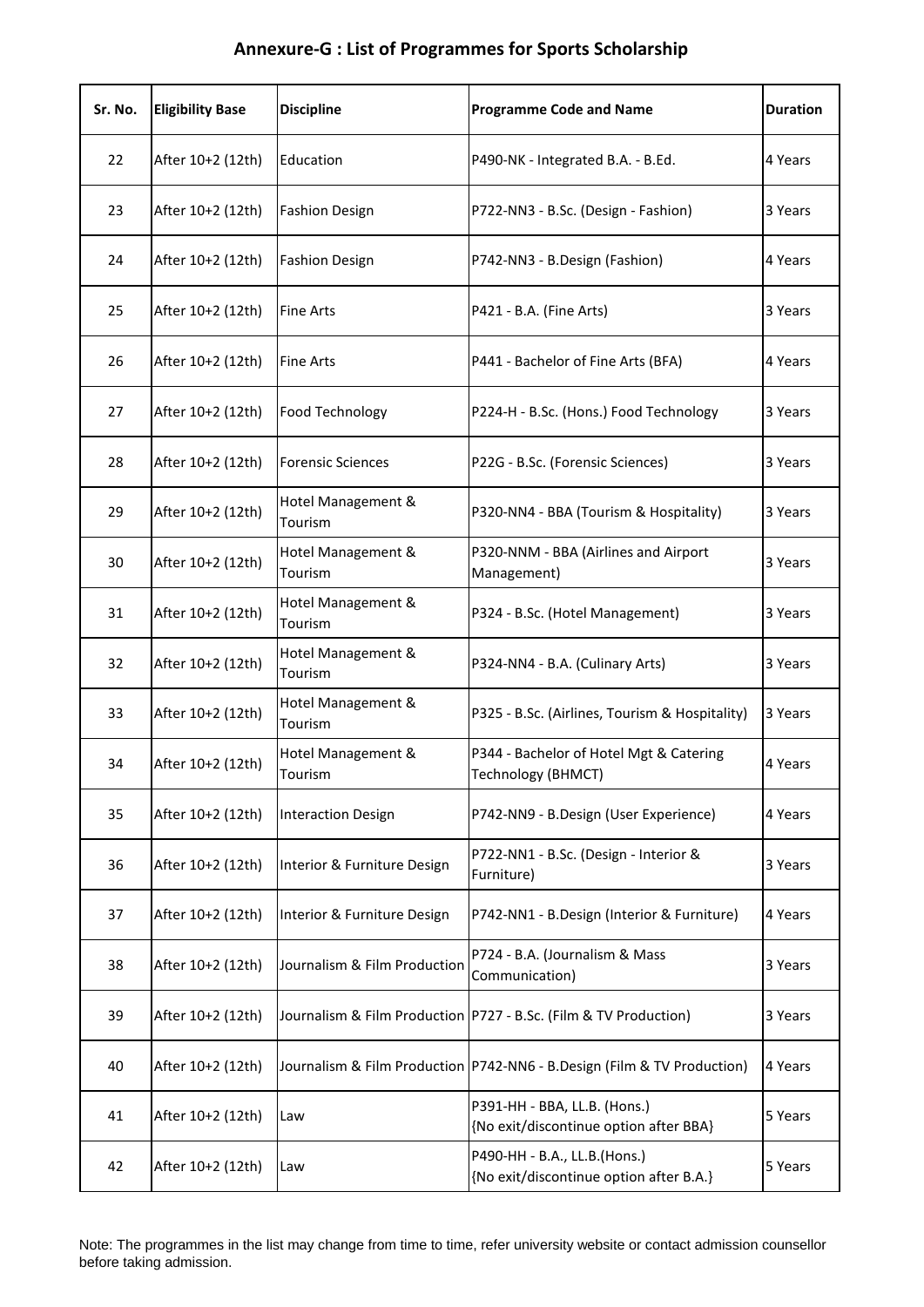## Annexure-G : List of Programmes for Sports Scholarship

| Sr. No. | Eligibility Base | Discipline | Programme Code and Name | Duration |
|---|---|---|---|---|
| 22 | After 10+2 (12th) | Education | P490-NK - Integrated B.A. - B.Ed. | 4 Years |
| 23 | After 10+2 (12th) | Fashion Design | P722-NN3 - B.Sc. (Design - Fashion) | 3 Years |
| 24 | After 10+2 (12th) | Fashion Design | P742-NN3 - B.Design (Fashion) | 4 Years |
| 25 | After 10+2 (12th) | Fine Arts | P421 - B.A. (Fine Arts) | 3 Years |
| 26 | After 10+2 (12th) | Fine Arts | P441 - Bachelor of Fine Arts (BFA) | 4 Years |
| 27 | After 10+2 (12th) | Food Technology | P224-H - B.Sc. (Hons.) Food Technology | 3 Years |
| 28 | After 10+2 (12th) | Forensic Sciences | P22G - B.Sc. (Forensic Sciences) | 3 Years |
| 29 | After 10+2 (12th) | Hotel Management & Tourism | P320-NN4 - BBA (Tourism & Hospitality) | 3 Years |
| 30 | After 10+2 (12th) | Hotel Management & Tourism | P320-NNM - BBA (Airlines and Airport Management) | 3 Years |
| 31 | After 10+2 (12th) | Hotel Management & Tourism | P324 - B.Sc. (Hotel Management) | 3 Years |
| 32 | After 10+2 (12th) | Hotel Management & Tourism | P324-NN4 - B.A. (Culinary Arts) | 3 Years |
| 33 | After 10+2 (12th) | Hotel Management & Tourism | P325 - B.Sc. (Airlines, Tourism & Hospitality) | 3 Years |
| 34 | After 10+2 (12th) | Hotel Management & Tourism | P344 - Bachelor of Hotel Mgt & Catering Technology (BHMCT) | 4 Years |
| 35 | After 10+2 (12th) | Interaction Design | P742-NN9 - B.Design (User Experience) | 4 Years |
| 36 | After 10+2 (12th) | Interior & Furniture Design | P722-NN1 - B.Sc. (Design - Interior & Furniture) | 3 Years |
| 37 | After 10+2 (12th) | Interior & Furniture Design | P742-NN1 - B.Design (Interior & Furniture) | 4 Years |
| 38 | After 10+2 (12th) | Journalism & Film Production | P724 - B.A. (Journalism & Mass Communication) | 3 Years |
| 39 | After 10+2 (12th) | Journalism & Film Production | P727 - B.Sc. (Film & TV Production) | 3 Years |
| 40 | After 10+2 (12th) | Journalism & Film Production | P742-NN6 - B.Design (Film & TV Production) | 4 Years |
| 41 | After 10+2 (12th) | Law | P391-HH - BBA, LL.B. (Hons.) {No exit/discontinue option after BBA} | 5 Years |
| 42 | After 10+2 (12th) | Law | P490-HH - B.A., LL.B.(Hons.) {No exit/discontinue option after B.A.} | 5 Years |

Note: The programmes in the list may change from time to time, refer university website or contact admission counsellor before taking admission.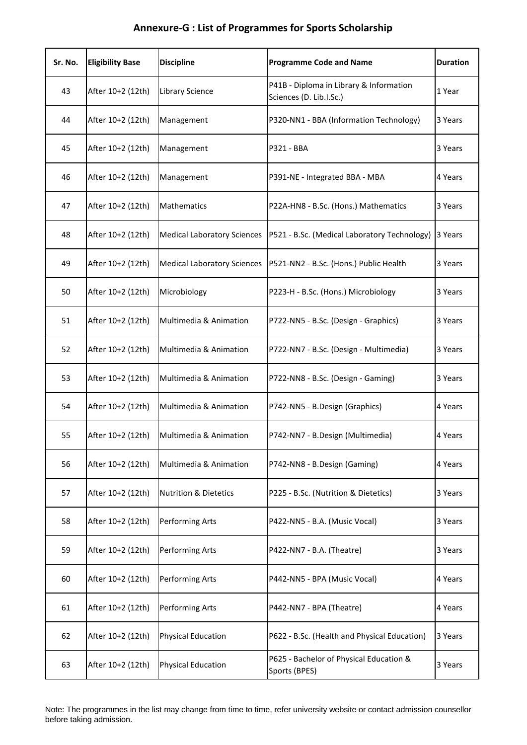## Annexure-G : List of Programmes for Sports Scholarship

| Sr. No. | Eligibility Base | Discipline | Programme Code and Name | Duration |
|---|---|---|---|---|
| 43 | After 10+2 (12th) | Library Science | P41B - Diploma in Library & Information Sciences (D. Lib.I.Sc.) | 1 Year |
| 44 | After 10+2 (12th) | Management | P320-NN1 - BBA (Information Technology) | 3 Years |
| 45 | After 10+2 (12th) | Management | P321 - BBA | 3 Years |
| 46 | After 10+2 (12th) | Management | P391-NE - Integrated BBA - MBA | 4 Years |
| 47 | After 10+2 (12th) | Mathematics | P22A-HN8 - B.Sc. (Hons.) Mathematics | 3 Years |
| 48 | After 10+2 (12th) | Medical Laboratory Sciences | P521 - B.Sc. (Medical Laboratory Technology) | 3 Years |
| 49 | After 10+2 (12th) | Medical Laboratory Sciences | P521-NN2 - B.Sc. (Hons.) Public Health | 3 Years |
| 50 | After 10+2 (12th) | Microbiology | P223-H - B.Sc. (Hons.) Microbiology | 3 Years |
| 51 | After 10+2 (12th) | Multimedia & Animation | P722-NN5 - B.Sc. (Design - Graphics) | 3 Years |
| 52 | After 10+2 (12th) | Multimedia & Animation | P722-NN7 - B.Sc. (Design - Multimedia) | 3 Years |
| 53 | After 10+2 (12th) | Multimedia & Animation | P722-NN8 - B.Sc. (Design - Gaming) | 3 Years |
| 54 | After 10+2 (12th) | Multimedia & Animation | P742-NN5 - B.Design (Graphics) | 4 Years |
| 55 | After 10+2 (12th) | Multimedia & Animation | P742-NN7 - B.Design (Multimedia) | 4 Years |
| 56 | After 10+2 (12th) | Multimedia & Animation | P742-NN8 - B.Design (Gaming) | 4 Years |
| 57 | After 10+2 (12th) | Nutrition & Dietetics | P225 - B.Sc. (Nutrition & Dietetics) | 3 Years |
| 58 | After 10+2 (12th) | Performing Arts | P422-NN5 - B.A. (Music Vocal) | 3 Years |
| 59 | After 10+2 (12th) | Performing Arts | P422-NN7 - B.A. (Theatre) | 3 Years |
| 60 | After 10+2 (12th) | Performing Arts | P442-NN5 - BPA (Music Vocal) | 4 Years |
| 61 | After 10+2 (12th) | Performing Arts | P442-NN7 - BPA (Theatre) | 4 Years |
| 62 | After 10+2 (12th) | Physical Education | P622 - B.Sc. (Health and Physical Education) | 3 Years |
| 63 | After 10+2 (12th) | Physical Education | P625 - Bachelor of Physical Education & Sports (BPES) | 3 Years |

Note: The programmes in the list may change from time to time, refer university website or contact admission counsellor before taking admission.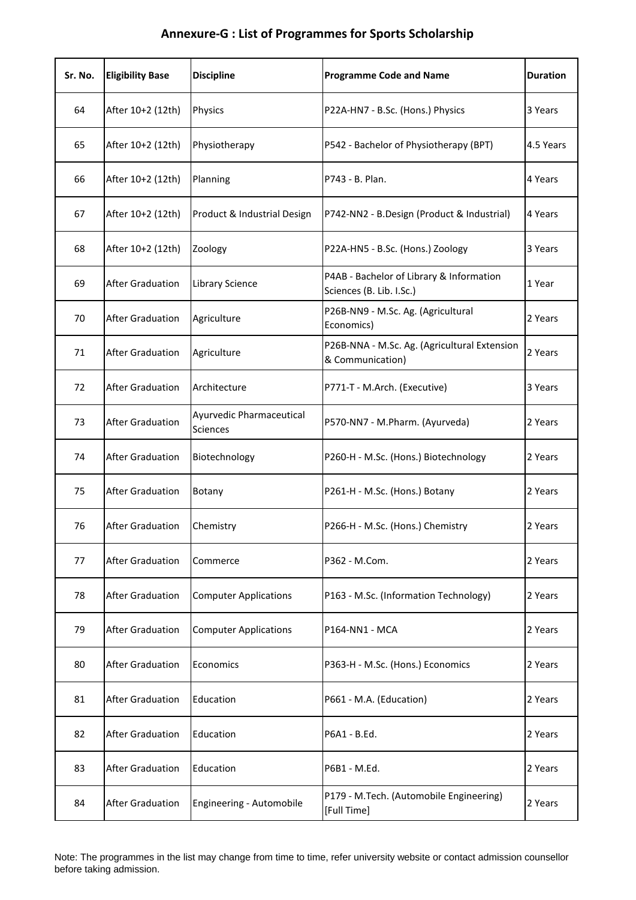## Annexure-G : List of Programmes for Sports Scholarship

| Sr. No. | Eligibility Base | Discipline | Programme Code and Name | Duration |
|---|---|---|---|---|
| 64 | After 10+2 (12th) | Physics | P22A-HN7 - B.Sc. (Hons.) Physics | 3 Years |
| 65 | After 10+2 (12th) | Physiotherapy | P542 - Bachelor of Physiotherapy (BPT) | 4.5 Years |
| 66 | After 10+2 (12th) | Planning | P743 - B. Plan. | 4 Years |
| 67 | After 10+2 (12th) | Product & Industrial Design | P742-NN2 - B.Design (Product & Industrial) | 4 Years |
| 68 | After 10+2 (12th) | Zoology | P22A-HN5 - B.Sc. (Hons.) Zoology | 3 Years |
| 69 | After Graduation | Library Science | P4AB - Bachelor of Library & Information Sciences (B. Lib. I.Sc.) | 1 Year |
| 70 | After Graduation | Agriculture | P26B-NN9 - M.Sc. Ag. (Agricultural Economics) | 2 Years |
| 71 | After Graduation | Agriculture | P26B-NNA - M.Sc. Ag. (Agricultural Extension & Communication) | 2 Years |
| 72 | After Graduation | Architecture | P771-T - M.Arch. (Executive) | 3 Years |
| 73 | After Graduation | Ayurvedic Pharmaceutical Sciences | P570-NN7 - M.Pharm. (Ayurveda) | 2 Years |
| 74 | After Graduation | Biotechnology | P260-H - M.Sc. (Hons.) Biotechnology | 2 Years |
| 75 | After Graduation | Botany | P261-H - M.Sc. (Hons.) Botany | 2 Years |
| 76 | After Graduation | Chemistry | P266-H - M.Sc. (Hons.) Chemistry | 2 Years |
| 77 | After Graduation | Commerce | P362 - M.Com. | 2 Years |
| 78 | After Graduation | Computer Applications | P163 - M.Sc. (Information Technology) | 2 Years |
| 79 | After Graduation | Computer Applications | P164-NN1 - MCA | 2 Years |
| 80 | After Graduation | Economics | P363-H - M.Sc. (Hons.) Economics | 2 Years |
| 81 | After Graduation | Education | P661 - M.A. (Education) | 2 Years |
| 82 | After Graduation | Education | P6A1 - B.Ed. | 2 Years |
| 83 | After Graduation | Education | P6B1 - M.Ed. | 2 Years |
| 84 | After Graduation | Engineering - Automobile | P179 - M.Tech. (Automobile Engineering) [Full Time] | 2 Years |

Note: The programmes in the list may change from time to time, refer university website or contact admission counsellor before taking admission.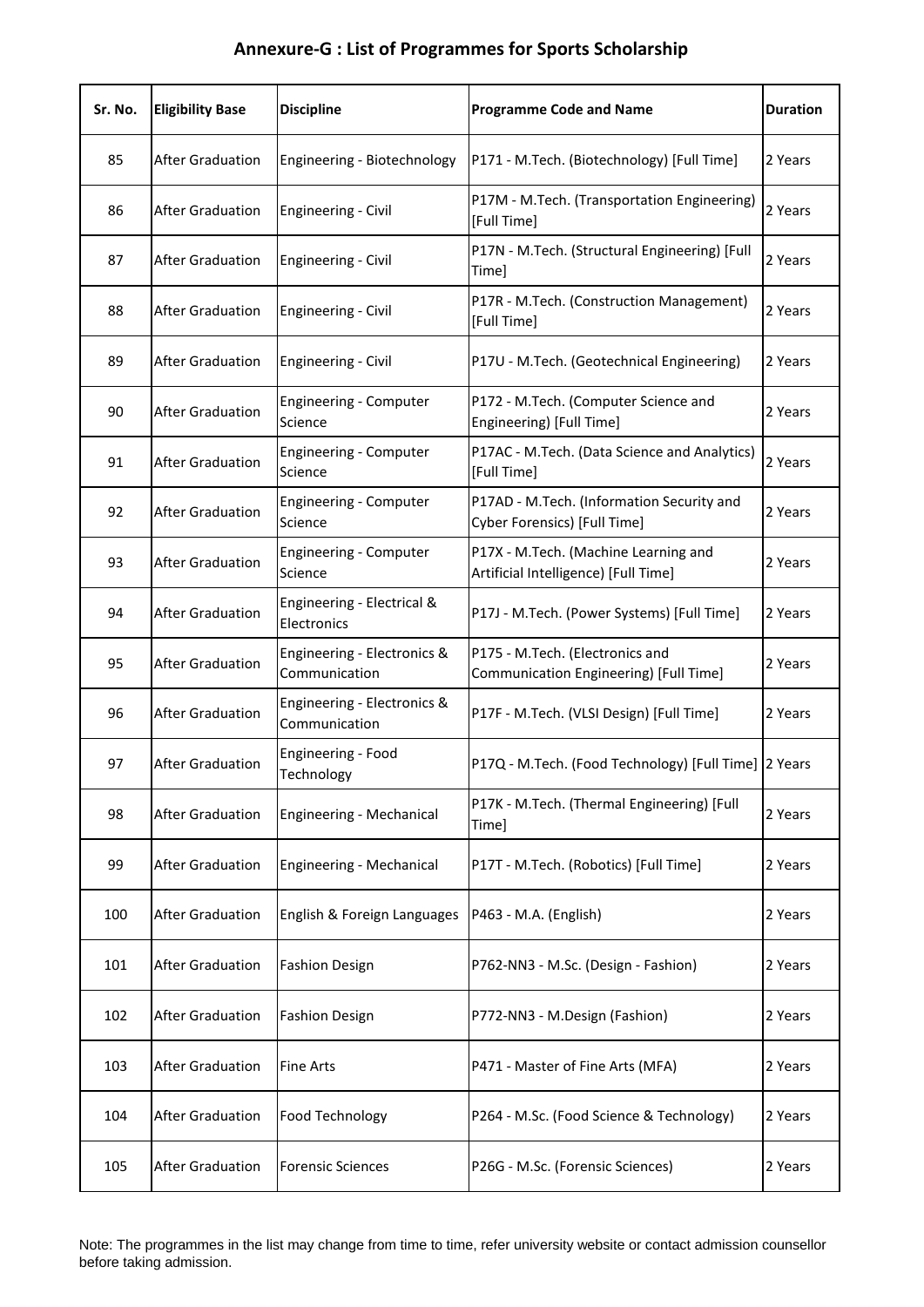## Annexure-G : List of Programmes for Sports Scholarship

| Sr. No. | Eligibility Base | Discipline | Programme Code and Name | Duration |
|---|---|---|---|---|
| 85 | After Graduation | Engineering - Biotechnology | P171 - M.Tech. (Biotechnology) [Full Time] | 2 Years |
| 86 | After Graduation | Engineering - Civil | P17M - M.Tech. (Transportation Engineering) [Full Time] | 2 Years |
| 87 | After Graduation | Engineering - Civil | P17N - M.Tech. (Structural Engineering) [Full Time] | 2 Years |
| 88 | After Graduation | Engineering - Civil | P17R - M.Tech. (Construction Management) [Full Time] | 2 Years |
| 89 | After Graduation | Engineering - Civil | P17U - M.Tech. (Geotechnical Engineering) | 2 Years |
| 90 | After Graduation | Engineering - Computer Science | P172 - M.Tech. (Computer Science and Engineering) [Full Time] | 2 Years |
| 91 | After Graduation | Engineering - Computer Science | P17AC - M.Tech. (Data Science and Analytics) [Full Time] | 2 Years |
| 92 | After Graduation | Engineering - Computer Science | P17AD - M.Tech. (Information Security and Cyber Forensics) [Full Time] | 2 Years |
| 93 | After Graduation | Engineering - Computer Science | P17X - M.Tech. (Machine Learning and Artificial Intelligence) [Full Time] | 2 Years |
| 94 | After Graduation | Engineering - Electrical & Electronics | P17J - M.Tech. (Power Systems) [Full Time] | 2 Years |
| 95 | After Graduation | Engineering - Electronics & Communication | P175 - M.Tech. (Electronics and Communication Engineering) [Full Time] | 2 Years |
| 96 | After Graduation | Engineering - Electronics & Communication | P17F - M.Tech. (VLSI Design) [Full Time] | 2 Years |
| 97 | After Graduation | Engineering - Food Technology | P17Q - M.Tech. (Food Technology) [Full Time] | 2 Years |
| 98 | After Graduation | Engineering - Mechanical | P17K - M.Tech. (Thermal Engineering) [Full Time] | 2 Years |
| 99 | After Graduation | Engineering - Mechanical | P17T - M.Tech. (Robotics) [Full Time] | 2 Years |
| 100 | After Graduation | English & Foreign Languages | P463 - M.A. (English) | 2 Years |
| 101 | After Graduation | Fashion Design | P762-NN3 - M.Sc. (Design - Fashion) | 2 Years |
| 102 | After Graduation | Fashion Design | P772-NN3 - M.Design (Fashion) | 2 Years |
| 103 | After Graduation | Fine Arts | P471 - Master of Fine Arts (MFA) | 2 Years |
| 104 | After Graduation | Food Technology | P264 - M.Sc. (Food Science & Technology) | 2 Years |
| 105 | After Graduation | Forensic Sciences | P26G - M.Sc. (Forensic Sciences) | 2 Years |

Note: The programmes in the list may change from time to time, refer university website or contact admission counsellor before taking admission.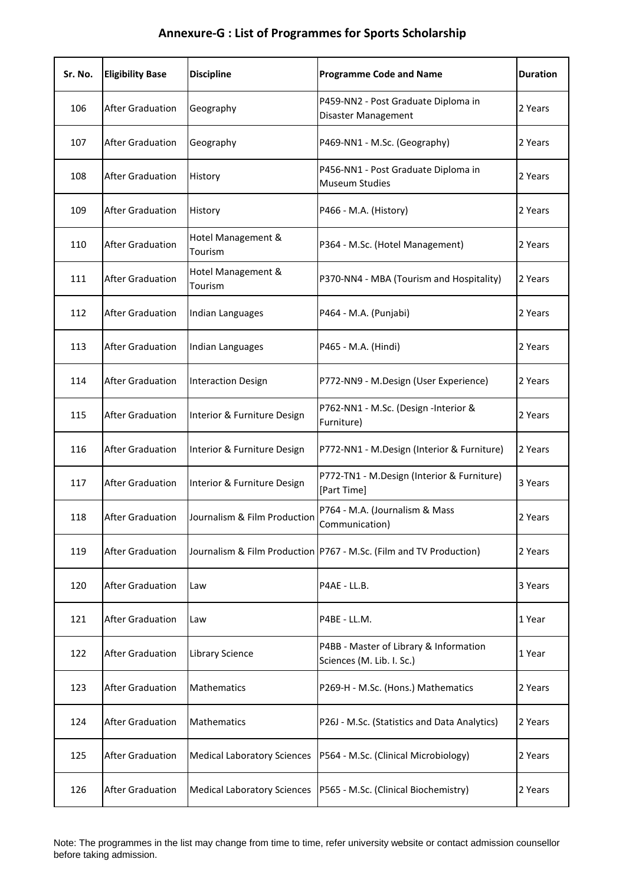## Annexure-G : List of Programmes for Sports Scholarship

| Sr. No. | Eligibility Base | Discipline | Programme Code and Name | Duration |
|---|---|---|---|---|
| 106 | After Graduation | Geography | P459-NN2 - Post Graduate Diploma in Disaster Management | 2 Years |
| 107 | After Graduation | Geography | P469-NN1 - M.Sc. (Geography) | 2 Years |
| 108 | After Graduation | History | P456-NN1 - Post Graduate Diploma in Museum Studies | 2 Years |
| 109 | After Graduation | History | P466 - M.A. (History) | 2 Years |
| 110 | After Graduation | Hotel Management & Tourism | P364 - M.Sc. (Hotel Management) | 2 Years |
| 111 | After Graduation | Hotel Management & Tourism | P370-NN4 - MBA (Tourism and Hospitality) | 2 Years |
| 112 | After Graduation | Indian Languages | P464 - M.A. (Punjabi) | 2 Years |
| 113 | After Graduation | Indian Languages | P465 - M.A. (Hindi) | 2 Years |
| 114 | After Graduation | Interaction Design | P772-NN9 - M.Design (User Experience) | 2 Years |
| 115 | After Graduation | Interior & Furniture Design | P762-NN1 - M.Sc. (Design -Interior & Furniture) | 2 Years |
| 116 | After Graduation | Interior & Furniture Design | P772-NN1 - M.Design (Interior & Furniture) | 2 Years |
| 117 | After Graduation | Interior & Furniture Design | P772-TN1 - M.Design (Interior & Furniture) [Part Time] | 3 Years |
| 118 | After Graduation | Journalism & Film Production | P764 - M.A. (Journalism & Mass Communication) | 2 Years |
| 119 | After Graduation | Journalism & Film Production | P767 - M.Sc. (Film and TV Production) | 2 Years |
| 120 | After Graduation | Law | P4AE - LL.B. | 3 Years |
| 121 | After Graduation | Law | P4BE - LL.M. | 1 Year |
| 122 | After Graduation | Library Science | P4BB - Master of Library & Information Sciences (M. Lib. I. Sc.) | 1 Year |
| 123 | After Graduation | Mathematics | P269-H - M.Sc. (Hons.) Mathematics | 2 Years |
| 124 | After Graduation | Mathematics | P26J - M.Sc. (Statistics and Data Analytics) | 2 Years |
| 125 | After Graduation | Medical Laboratory Sciences | P564 - M.Sc. (Clinical Microbiology) | 2 Years |
| 126 | After Graduation | Medical Laboratory Sciences | P565 - M.Sc. (Clinical Biochemistry) | 2 Years |

Note: The programmes in the list may change from time to time, refer university website or contact admission counsellor before taking admission.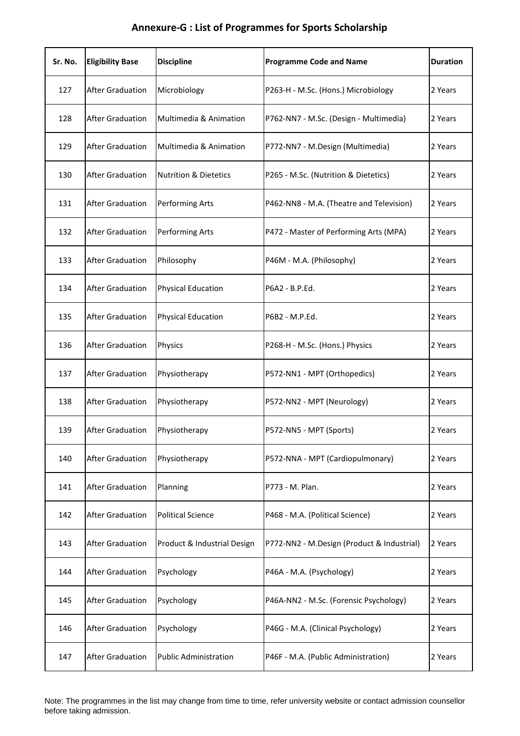## Annexure-G : List of Programmes for Sports Scholarship

| Sr. No. | Eligibility Base | Discipline | Programme Code and Name | Duration |
|---|---|---|---|---|
| 127 | After Graduation | Microbiology | P263-H - M.Sc. (Hons.) Microbiology | 2 Years |
| 128 | After Graduation | Multimedia & Animation | P762-NN7 - M.Sc. (Design - Multimedia) | 2 Years |
| 129 | After Graduation | Multimedia & Animation | P772-NN7 - M.Design (Multimedia) | 2 Years |
| 130 | After Graduation | Nutrition & Dietetics | P265 - M.Sc. (Nutrition & Dietetics) | 2 Years |
| 131 | After Graduation | Performing Arts | P462-NN8 - M.A. (Theatre and Television) | 2 Years |
| 132 | After Graduation | Performing Arts | P472 - Master of Performing Arts (MPA) | 2 Years |
| 133 | After Graduation | Philosophy | P46M - M.A. (Philosophy) | 2 Years |
| 134 | After Graduation | Physical Education | P6A2 - B.P.Ed. | 2 Years |
| 135 | After Graduation | Physical Education | P6B2 - M.P.Ed. | 2 Years |
| 136 | After Graduation | Physics | P268-H - M.Sc. (Hons.) Physics | 2 Years |
| 137 | After Graduation | Physiotherapy | P572-NN1 - MPT (Orthopedics) | 2 Years |
| 138 | After Graduation | Physiotherapy | P572-NN2 - MPT (Neurology) | 2 Years |
| 139 | After Graduation | Physiotherapy | P572-NN5 - MPT (Sports) | 2 Years |
| 140 | After Graduation | Physiotherapy | P572-NNA - MPT (Cardiopulmonary) | 2 Years |
| 141 | After Graduation | Planning | P773 - M. Plan. | 2 Years |
| 142 | After Graduation | Political Science | P468 - M.A. (Political Science) | 2 Years |
| 143 | After Graduation | Product & Industrial Design | P772-NN2 - M.Design (Product & Industrial) | 2 Years |
| 144 | After Graduation | Psychology | P46A - M.A. (Psychology) | 2 Years |
| 145 | After Graduation | Psychology | P46A-NN2 - M.Sc. (Forensic Psychology) | 2 Years |
| 146 | After Graduation | Psychology | P46G - M.A. (Clinical Psychology) | 2 Years |
| 147 | After Graduation | Public Administration | P46F - M.A. (Public Administration) | 2 Years |

Note: The programmes in the list may change from time to time, refer university website or contact admission counsellor before taking admission.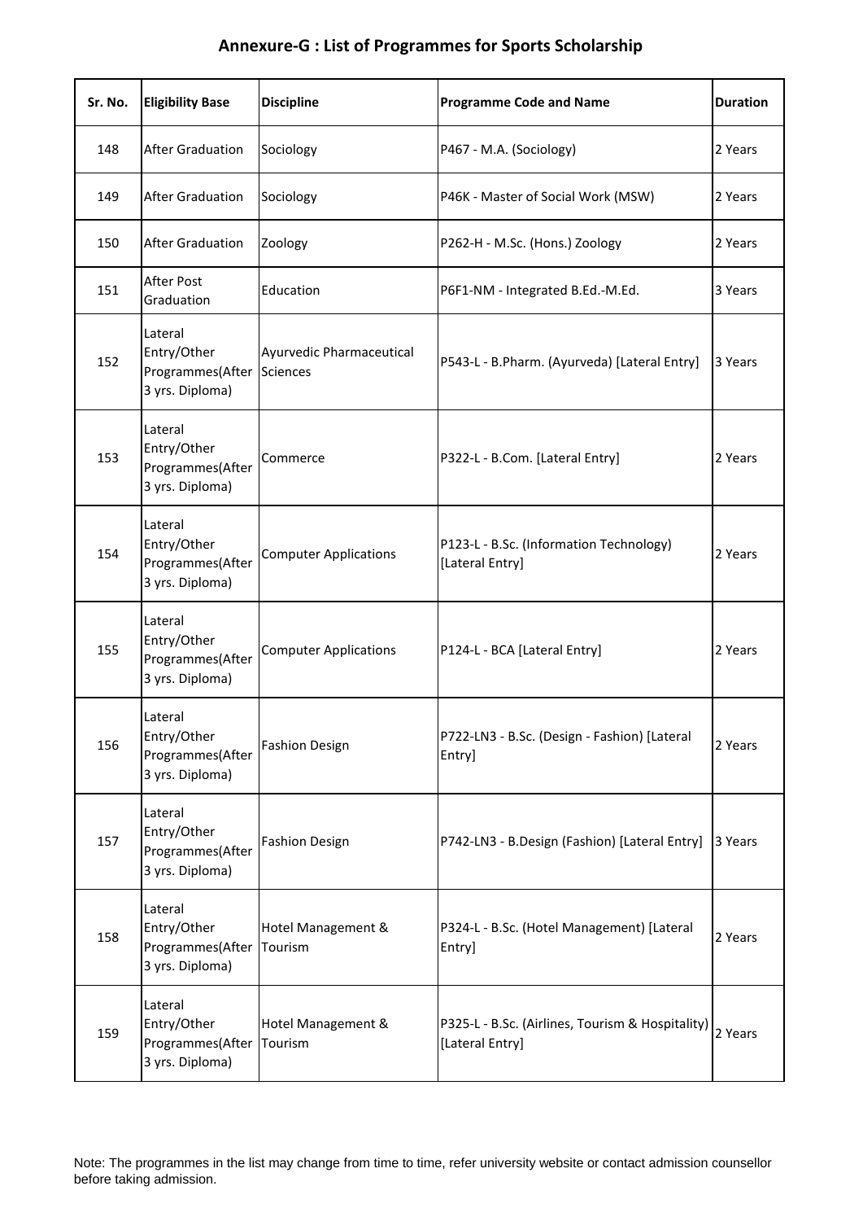## Annexure-G : List of Programmes for Sports Scholarship

| Sr. No. | Eligibility Base | Discipline | Programme Code and Name | Duration |
|---|---|---|---|---|
| 148 | After Graduation | Sociology | P467 - M.A. (Sociology) | 2 Years |
| 149 | After Graduation | Sociology | P46K - Master of Social Work (MSW) | 2 Years |
| 150 | After Graduation | Zoology | P262-H - M.Sc. (Hons.) Zoology | 2 Years |
| 151 | After Post Graduation | Education | P6F1-NM - Integrated B.Ed.-M.Ed. | 3 Years |
| 152 | Lateral Entry/Other Programmes(After 3 yrs. Diploma) | Ayurvedic Pharmaceutical Sciences | P543-L - B.Pharm. (Ayurveda) [Lateral Entry] | 3 Years |
| 153 | Lateral Entry/Other Programmes(After 3 yrs. Diploma) | Commerce | P322-L - B.Com. [Lateral Entry] | 2 Years |
| 154 | Lateral Entry/Other Programmes(After 3 yrs. Diploma) | Computer Applications | P123-L - B.Sc. (Information Technology) [Lateral Entry] | 2 Years |
| 155 | Lateral Entry/Other Programmes(After 3 yrs. Diploma) | Computer Applications | P124-L - BCA [Lateral Entry] | 2 Years |
| 156 | Lateral Entry/Other Programmes(After 3 yrs. Diploma) | Fashion Design | P722-LN3 - B.Sc. (Design - Fashion) [Lateral Entry] | 2 Years |
| 157 | Lateral Entry/Other Programmes(After 3 yrs. Diploma) | Fashion Design | P742-LN3 - B.Design (Fashion) [Lateral Entry] | 3 Years |
| 158 | Lateral Entry/Other Programmes(After 3 yrs. Diploma) | Hotel Management & Tourism | P324-L - B.Sc. (Hotel Management) [Lateral Entry] | 2 Years |
| 159 | Lateral Entry/Other Programmes(After 3 yrs. Diploma) | Hotel Management & Tourism | P325-L - B.Sc. (Airlines, Tourism & Hospitality) [Lateral Entry] | 2 Years |

Note: The programmes in the list may change from time to time, refer university website or contact admission counsellor before taking admission.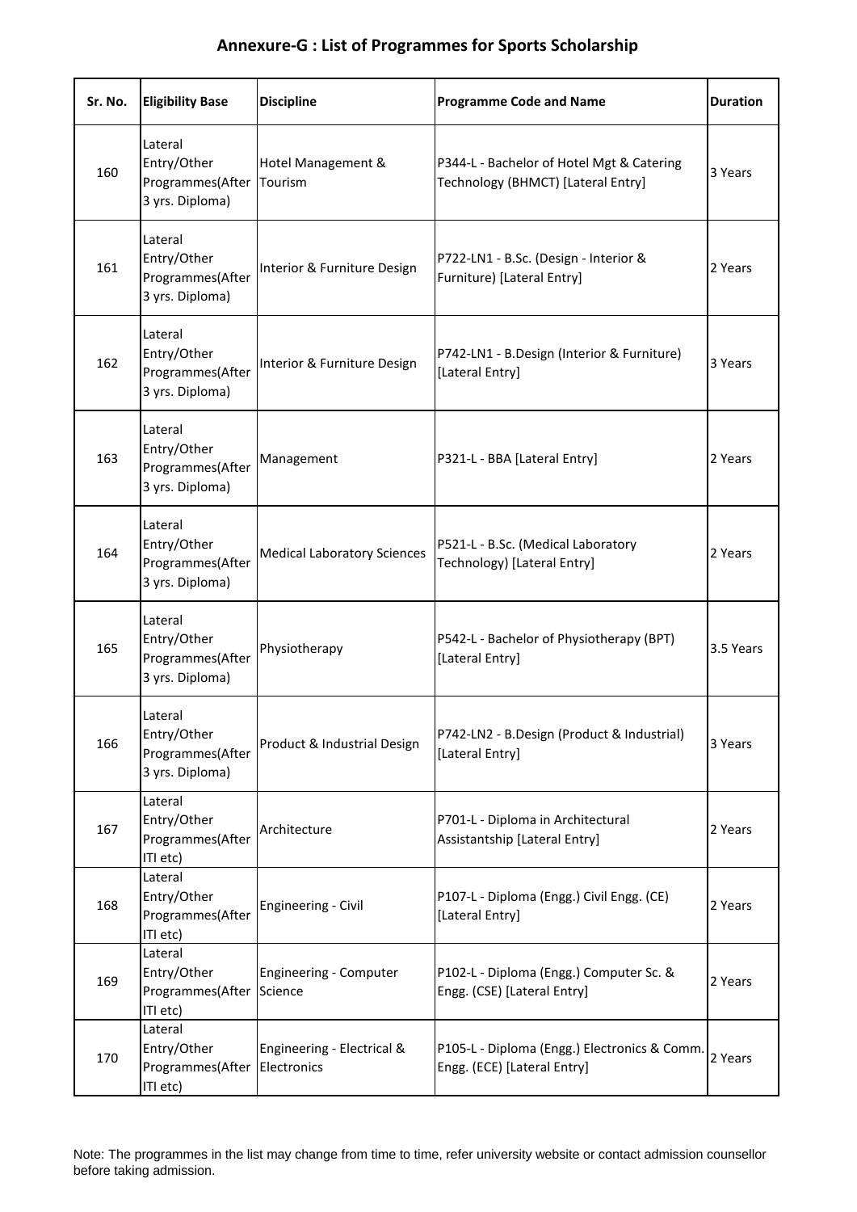## Annexure-G : List of Programmes for Sports Scholarship

| Sr. No. | Eligibility Base | Discipline | Programme Code and Name | Duration |
|---|---|---|---|---|
| 160 | Lateral Entry/Other Programmes(After 3 yrs. Diploma) | Hotel Management & Tourism | P344-L - Bachelor of Hotel Mgt & Catering Technology (BHMCT) [Lateral Entry] | 3 Years |
| 161 | Lateral Entry/Other Programmes(After 3 yrs. Diploma) | Interior & Furniture Design | P722-LN1 - B.Sc. (Design - Interior & Furniture) [Lateral Entry] | 2 Years |
| 162 | Lateral Entry/Other Programmes(After 3 yrs. Diploma) | Interior & Furniture Design | P742-LN1 - B.Design (Interior & Furniture) [Lateral Entry] | 3 Years |
| 163 | Lateral Entry/Other Programmes(After 3 yrs. Diploma) | Management | P321-L - BBA [Lateral Entry] | 2 Years |
| 164 | Lateral Entry/Other Programmes(After 3 yrs. Diploma) | Medical Laboratory Sciences | P521-L - B.Sc. (Medical Laboratory Technology) [Lateral Entry] | 2 Years |
| 165 | Lateral Entry/Other Programmes(After 3 yrs. Diploma) | Physiotherapy | P542-L - Bachelor of Physiotherapy (BPT) [Lateral Entry] | 3.5 Years |
| 166 | Lateral Entry/Other Programmes(After 3 yrs. Diploma) | Product & Industrial Design | P742-LN2 - B.Design (Product & Industrial) [Lateral Entry] | 3 Years |
| 167 | Lateral Entry/Other Programmes(After ITI etc) | Architecture | P701-L - Diploma in Architectural Assistantship [Lateral Entry] | 2 Years |
| 168 | Lateral Entry/Other Programmes(After ITI etc) | Engineering - Civil | P107-L - Diploma (Engg.) Civil Engg. (CE) [Lateral Entry] | 2 Years |
| 169 | Lateral Entry/Other Programmes(After ITI etc) | Engineering - Computer Science | P102-L - Diploma (Engg.) Computer Sc. & Engg. (CSE) [Lateral Entry] | 2 Years |
| 170 | Lateral Entry/Other Programmes(After ITI etc) | Engineering - Electrical & Electronics | P105-L - Diploma (Engg.) Electronics & Comm. Engg. (ECE) [Lateral Entry] | 2 Years |

Note: The programmes in the list may change from time to time, refer university website or contact admission counsellor before taking admission.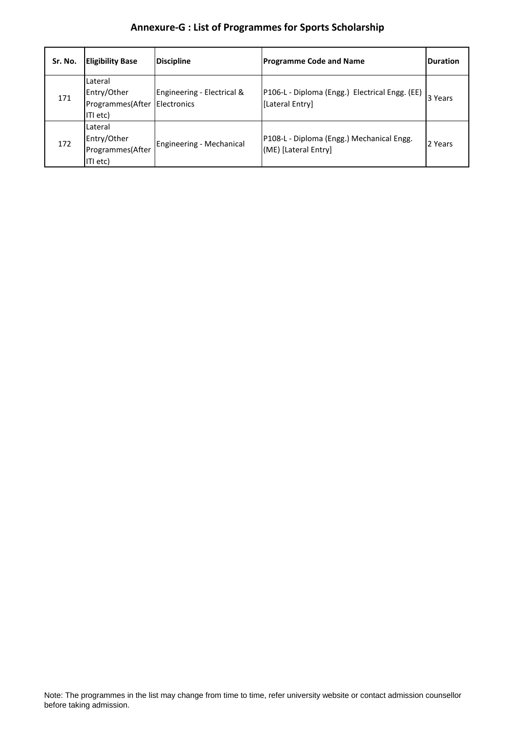# Annexure-G : List of Programmes for Sports Scholarship

| Sr. No. | Eligibility Base | Discipline | Programme Code and Name | Duration |
|---|---|---|---|---|
| 171 | Lateral Entry/Other Programmes(After ITI etc) | Engineering - Electrical & Electronics | P106-L - Diploma (Engg.) Electrical Engg. (EE) [Lateral Entry] | 3 Years |
| 172 | Lateral Entry/Other Programmes(After ITI etc) | Engineering - Mechanical | P108-L - Diploma (Engg.) Mechanical Engg. (ME) [Lateral Entry] | 2 Years |

Note: The programmes in the list may change from time to time, refer university website or contact admission counsellor before taking admission.